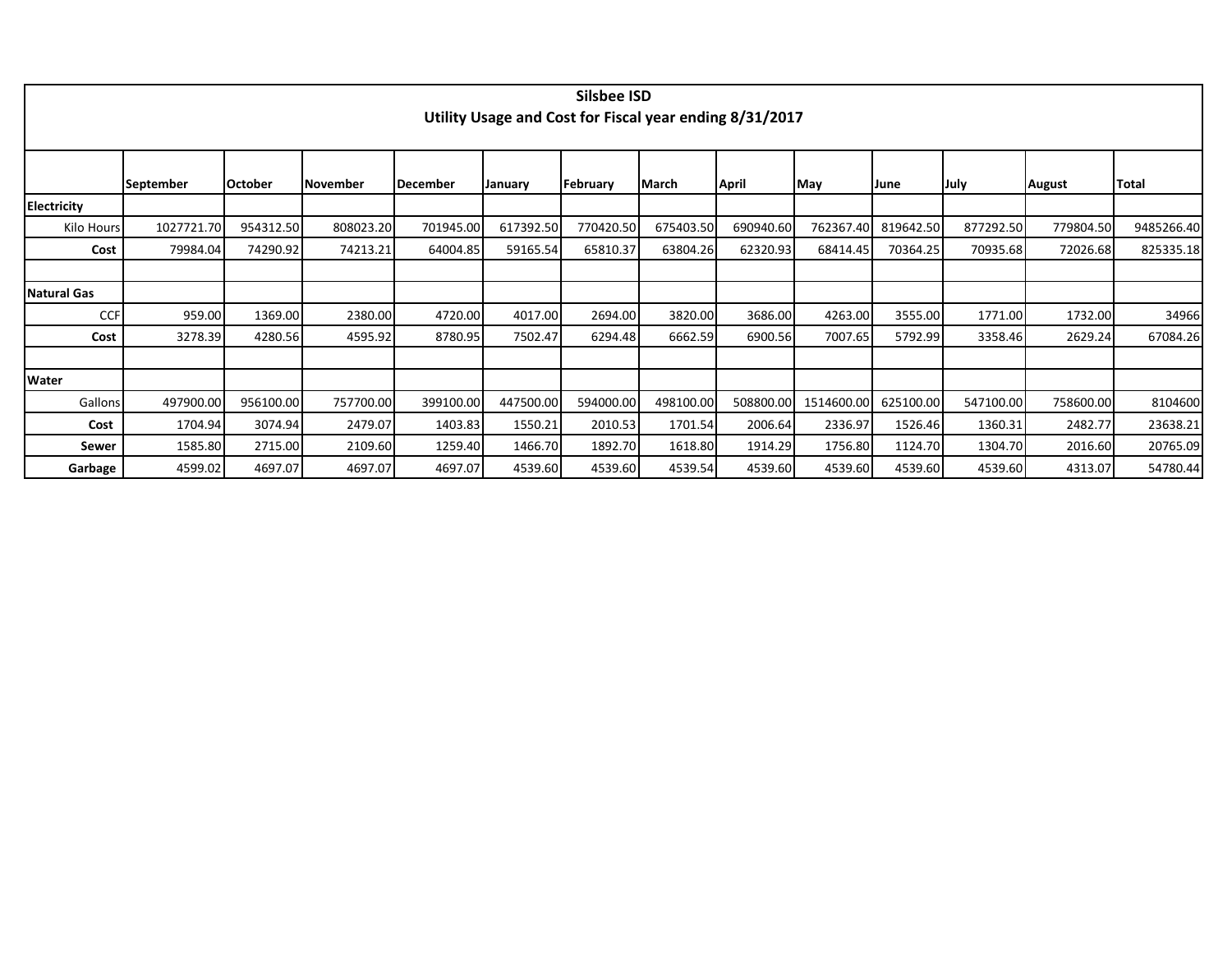# Silsbee ISD

## Utility Usage and Cost for Fiscal year ending 8/31/2017

| | September | October | November | December | January | February | March | April | May | June | July | August | Total |
|---|---|---|---|---|---|---|---|---|---|---|---|---|---|
| **Electricity** | | | | | | | | | | | | | |
| Kilo Hours | 1027721.70 | 954312.50 | 808023.20 | 701945.00 | 617392.50 | 770420.50 | 675403.50 | 690940.60 | 762367.40 | 819642.50 | 877292.50 | 779804.50 | 9485266.40 |
| **Cost** | 79984.04 | 74290.92 | 74213.21 | 64004.85 | 59165.54 | 65810.37 | 63804.26 | 62320.93 | 68414.45 | 70364.25 | 70935.68 | 72026.68 | 825335.18 |
| | | | | | | | | | | | | | |
| **Natural Gas** | | | | | | | | | | | | | |
| CCF | 959.00 | 1369.00 | 2380.00 | 4720.00 | 4017.00 | 2694.00 | 3820.00 | 3686.00 | 4263.00 | 3555.00 | 1771.00 | 1732.00 | 34966 |
| **Cost** | 3278.39 | 4280.56 | 4595.92 | 8780.95 | 7502.47 | 6294.48 | 6662.59 | 6900.56 | 7007.65 | 5792.99 | 3358.46 | 2629.24 | 67084.26 |
| | | | | | | | | | | | | | |
| **Water** | | | | | | | | | | | | | |
| Gallons | 497900.00 | 956100.00 | 757700.00 | 399100.00 | 447500.00 | 594000.00 | 498100.00 | 508800.00 | 1514600.00 | 625100.00 | 547100.00 | 758600.00 | 8104600 |
| **Cost** | 1704.94 | 3074.94 | 2479.07 | 1403.83 | 1550.21 | 2010.53 | 1701.54 | 2006.64 | 2336.97 | 1526.46 | 1360.31 | 2482.77 | 23638.21 |
| **Sewer** | 1585.80 | 2715.00 | 2109.60 | 1259.40 | 1466.70 | 1892.70 | 1618.80 | 1914.29 | 1756.80 | 1124.70 | 1304.70 | 2016.60 | 20765.09 |
| **Garbage** | 4599.02 | 4697.07 | 4697.07 | 4697.07 | 4539.60 | 4539.60 | 4539.54 | 4539.60 | 4539.60 | 4539.60 | 4539.60 | 4313.07 | 54780.44 |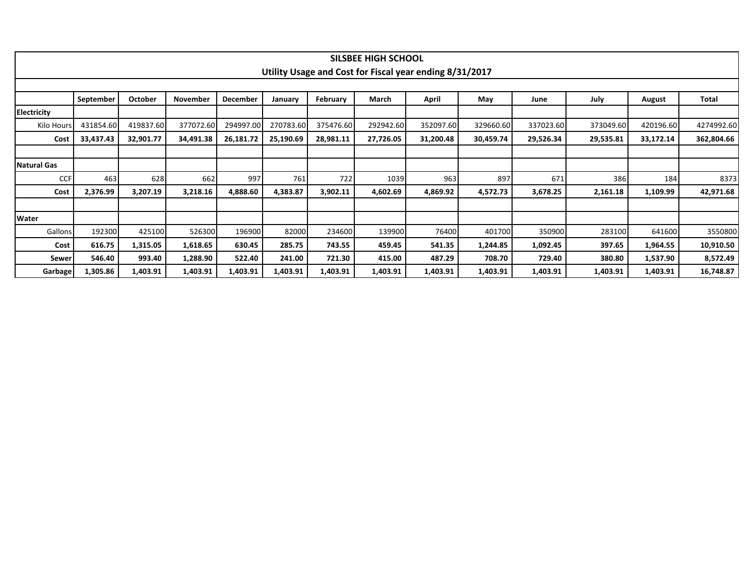| SILSBEE HIGH SCHOOL<br>Utility Usage and Cost for Fiscal year ending 8/31/2017 | | | | | | | | | | | | | |
|---|---|---|---|---|---|---|---|---|---|---|---|---|---|
| | **September** | **October** | **November** | **December** | **January** | **February** | **March** | **April** | **May** | **June** | **July** | **August** | **Total** |
| **Electricity** | | | | | | | | | | | | | |
| Kilo Hours | 431854.60 | 419837.60 | 377072.60 | 294997.00 | 270783.60 | 375476.60 | 292942.60 | 352097.60 | 329660.60 | 337023.60 | 373049.60 | 420196.60 | 4274992.60 |
| **Cost** | **33,437.43** | **32,901.77** | **34,491.38** | **26,181.72** | **25,190.69** | **28,981.11** | **27,726.05** | **31,200.48** | **30,459.74** | **29,526.34** | **29,535.81** | **33,172.14** | **362,804.66** |
| | | | | | | | | | | | | | |
| **Natural Gas** | | | | | | | | | | | | | |
| CCF | 463 | 628 | 662 | 997 | 761 | 722 | 1039 | 963 | 897 | 671 | 386 | 184 | 8373 |
| **Cost** | **2,376.99** | **3,207.19** | **3,218.16** | **4,888.60** | **4,383.87** | **3,902.11** | **4,602.69** | **4,869.92** | **4,572.73** | **3,678.25** | **2,161.18** | **1,109.99** | **42,971.68** |
| | | | | | | | | | | | | | |
| **Water** | | | | | | | | | | | | | |
| Gallons | 192300 | 425100 | 526300 | 196900 | 82000 | 234600 | 139900 | 76400 | 401700 | 350900 | 283100 | 641600 | 3550800 |
| **Cost** | **616.75** | **1,315.05** | **1,618.65** | **630.45** | **285.75** | **743.55** | **459.45** | **541.35** | **1,244.85** | **1,092.45** | **397.65** | **1,964.55** | **10,910.50** |
| **Sewer** | **546.40** | **993.40** | **1,288.90** | **522.40** | **241.00** | **721.30** | **415.00** | **487.29** | **708.70** | **729.40** | **380.80** | **1,537.90** | **8,572.49** |
| **Garbage** | **1,305.86** | **1,403.91** | **1,403.91** | **1,403.91** | **1,403.91** | **1,403.91** | **1,403.91** | **1,403.91** | **1,403.91** | **1,403.91** | **1,403.91** | **1,403.91** | **16,748.87** |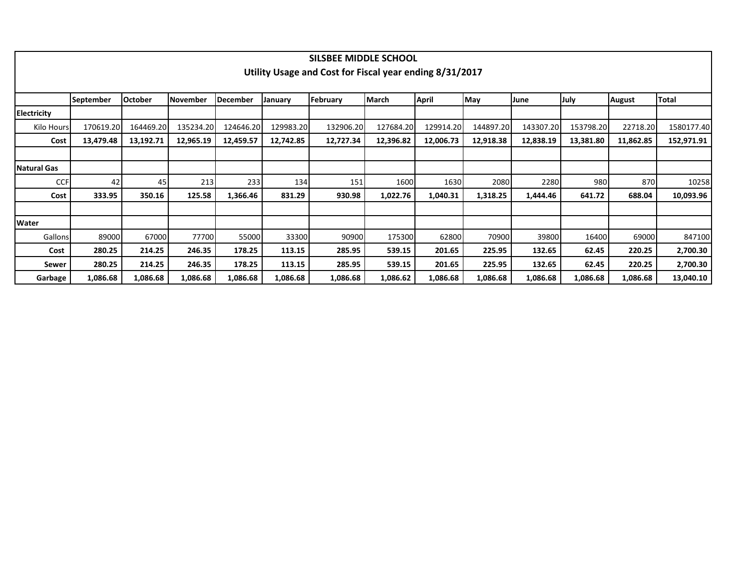# SILSBEE MIDDLE SCHOOL

## Utility Usage and Cost for Fiscal year ending 8/31/2017

| | September | October | November | December | January | February | March | April | May | June | July | August | Total |
|---|---|---|---|---|---|---|---|---|---|---|---|---|---|
| **Electricity** | | | | | | | | | | | | | |
| Kilo Hours | 170619.20 | 164469.20 | 135234.20 | 124646.20 | 129983.20 | 132906.20 | 127684.20 | 129914.20 | 144897.20 | 143307.20 | 153798.20 | 22718.20 | 1580177.40 |
| **Cost** | **13,479.48** | **13,192.71** | **12,965.19** | **12,459.57** | **12,742.85** | **12,727.34** | **12,396.82** | **12,006.73** | **12,918.38** | **12,838.19** | **13,381.80** | **11,862.85** | **152,971.91** |
| | | | | | | | | | | | | | |
| **Natural Gas** | | | | | | | | | | | | | |
| CCF | 42 | 45 | 213 | 233 | 134 | 151 | 1600 | 1630 | 2080 | 2280 | 980 | 870 | 10258 |
| **Cost** | **333.95** | **350.16** | **125.58** | **1,366.46** | **831.29** | **930.98** | **1,022.76** | **1,040.31** | **1,318.25** | **1,444.46** | **641.72** | **688.04** | **10,093.96** |
| | | | | | | | | | | | | | |
| **Water** | | | | | | | | | | | | | |
| Gallons | 89000 | 67000 | 77700 | 55000 | 33300 | 90900 | 175300 | 62800 | 70900 | 39800 | 16400 | 69000 | 847100 |
| **Cost** | **280.25** | **214.25** | **246.35** | **178.25** | **113.15** | **285.95** | **539.15** | **201.65** | **225.95** | **132.65** | **62.45** | **220.25** | **2,700.30** |
| **Sewer** | **280.25** | **214.25** | **246.35** | **178.25** | **113.15** | **285.95** | **539.15** | **201.65** | **225.95** | **132.65** | **62.45** | **220.25** | **2,700.30** |
| **Garbage** | **1,086.68** | **1,086.68** | **1,086.68** | **1,086.68** | **1,086.68** | **1,086.68** | **1,086.62** | **1,086.68** | **1,086.68** | **1,086.68** | **1,086.68** | **1,086.68** | **13,040.10** |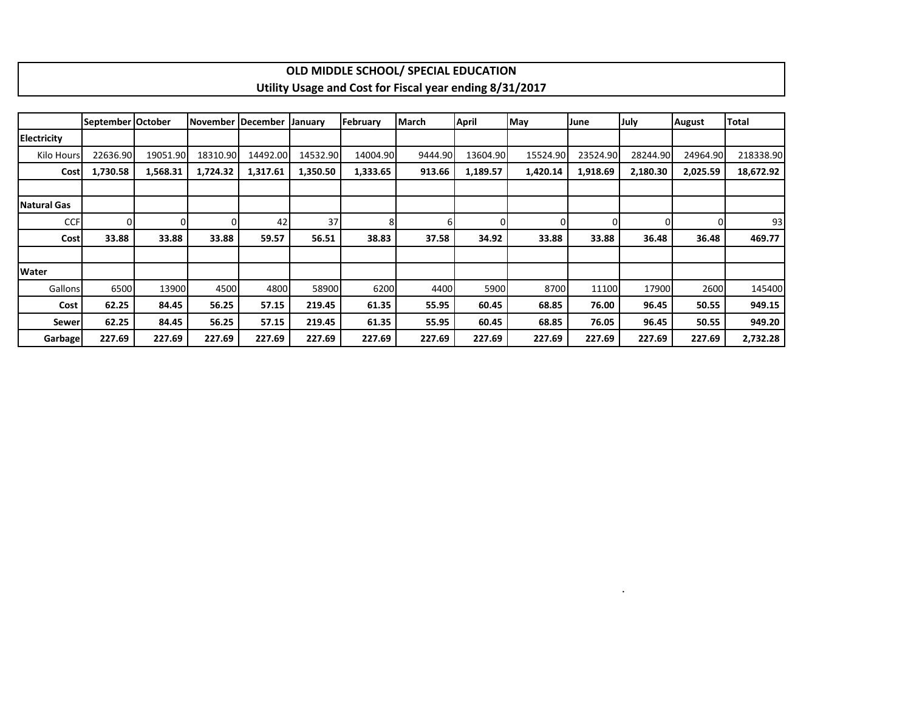## OLD MIDDLE SCHOOL/ SPECIAL EDUCATION
## Utility Usage and Cost for Fiscal year ending 8/31/2017

| | September | October | November | December | January | February | March | April | May | June | July | August | Total |
|---|---|---|---|---|---|---|---|---|---|---|---|---|---|
| **Electricity** | | | | | | | | | | | | | |
| Kilo Hours | 22636.90 | 19051.90 | 18310.90 | 14492.00 | 14532.90 | 14004.90 | 9444.90 | 13604.90 | 15524.90 | 23524.90 | 28244.90 | 24964.90 | 218338.90 |
| **Cost** | **1,730.58** | **1,568.31** | **1,724.32** | **1,317.61** | **1,350.50** | **1,333.65** | **913.66** | **1,189.57** | **1,420.14** | **1,918.69** | **2,180.30** | **2,025.59** | **18,672.92** |
| | | | | | | | | | | | | | |
| **Natural Gas** | | | | | | | | | | | | | |
| CCF | 0 | 0 | 0 | 42 | 37 | 8 | 6 | 0 | 0 | 0 | 0 | 0 | 93 |
| **Cost** | **33.88** | **33.88** | **33.88** | **59.57** | **56.51** | **38.83** | **37.58** | **34.92** | **33.88** | **33.88** | **36.48** | **36.48** | **469.77** |
| | | | | | | | | | | | | | |
| **Water** | | | | | | | | | | | | | |
| Gallons | 6500 | 13900 | 4500 | 4800 | 58900 | 6200 | 4400 | 5900 | 8700 | 11100 | 17900 | 2600 | 145400 |
| **Cost** | **62.25** | **84.45** | **56.25** | **57.15** | **219.45** | **61.35** | **55.95** | **60.45** | **68.85** | **76.00** | **96.45** | **50.55** | **949.15** |
| **Sewer** | **62.25** | **84.45** | **56.25** | **57.15** | **219.45** | **61.35** | **55.95** | **60.45** | **68.85** | **76.05** | **96.45** | **50.55** | **949.20** |
| **Garbage** | **227.69** | **227.69** | **227.69** | **227.69** | **227.69** | **227.69** | **227.69** | **227.69** | **227.69** | **227.69** | **227.69** | **227.69** | **2,732.28** |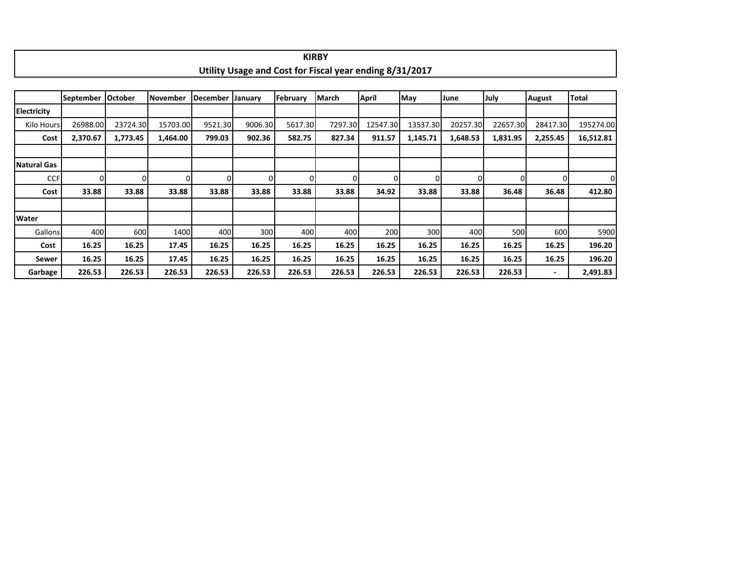# KIRBY

## Utility Usage and Cost for Fiscal year ending 8/31/2017

| | September | October | November | December | January | February | March | April | May | June | July | August | Total |
|---|---|---|---|---|---|---|---|---|---|---|---|---|---|
| **Electricity** | | | | | | | | | | | | | |
| Kilo Hours | 26988.00 | 23724.30 | 15703.00 | 9521.30 | 9006.30 | 5617.30 | 7297.30 | 12547.30 | 13537.30 | 20257.30 | 22657.30 | 28417.30 | 195274.00 |
| **Cost** | **2,370.67** | **1,773.45** | **1,464.00** | **799.03** | **902.36** | **582.75** | **827.34** | **911.57** | **1,145.71** | **1,648.53** | **1,831.95** | **2,255.45** | **16,512.81** |
| | | | | | | | | | | | | | |
| **Natural Gas** | | | | | | | | | | | | | |
| CCF | 0 | 0 | 0 | 0 | 0 | 0 | 0 | 0 | 0 | 0 | 0 | 0 | 0 |
| **Cost** | **33.88** | **33.88** | **33.88** | **33.88** | **33.88** | **33.88** | **33.88** | **34.92** | **33.88** | **33.88** | **36.48** | **36.48** | **412.80** |
| | | | | | | | | | | | | | |
| **Water** | | | | | | | | | | | | | |
| Gallons | 400 | 600 | 1400 | 400 | 300 | 400 | 400 | 200 | 300 | 400 | 500 | 600 | 5900 |
| **Cost** | **16.25** | **16.25** | **17.45** | **16.25** | **16.25** | **16.25** | **16.25** | **16.25** | **16.25** | **16.25** | **16.25** | **16.25** | **196.20** |
| **Sewer** | **16.25** | **16.25** | **17.45** | **16.25** | **16.25** | **16.25** | **16.25** | **16.25** | **16.25** | **16.25** | **16.25** | **16.25** | **196.20** |
| **Garbage** | **226.53** | **226.53** | **226.53** | **226.53** | **226.53** | **226.53** | **226.53** | **226.53** | **226.53** | **226.53** | **226.53** | **-** | **2,491.83** |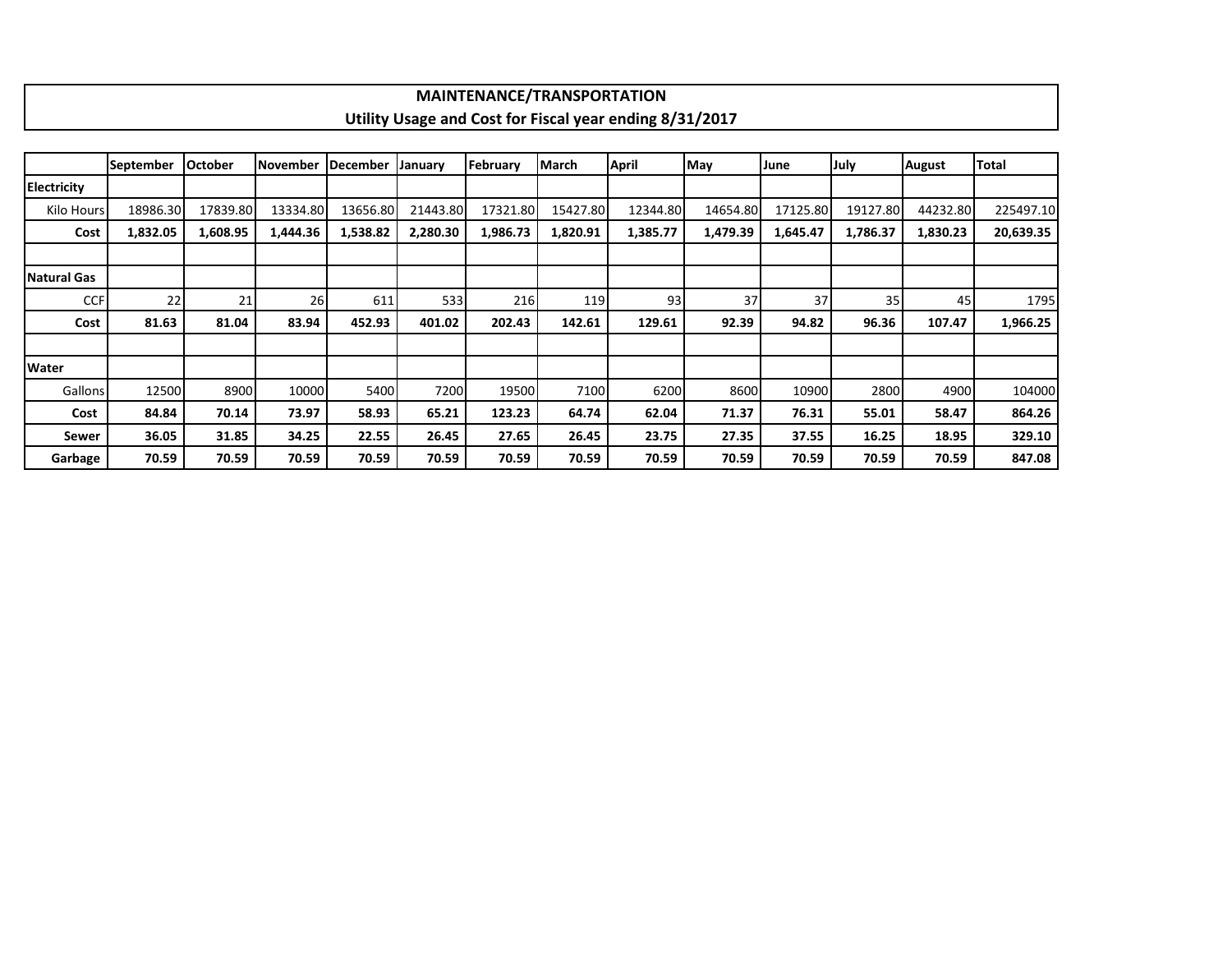# MAINTENANCE/TRANSPORTATION

## Utility Usage and Cost for Fiscal year ending 8/31/2017

| | September | October | November | December | January | February | March | April | May | June | July | August | Total |
|---|---|---|---|---|---|---|---|---|---|---|---|---|---|
| **Electricity** | | | | | | | | | | | | | |
| Kilo Hours | 18986.30 | 17839.80 | 13334.80 | 13656.80 | 21443.80 | 17321.80 | 15427.80 | 12344.80 | 14654.80 | 17125.80 | 19127.80 | 44232.80 | 225497.10 |
| **Cost** | **1,832.05** | **1,608.95** | **1,444.36** | **1,538.82** | **2,280.30** | **1,986.73** | **1,820.91** | **1,385.77** | **1,479.39** | **1,645.47** | **1,786.37** | **1,830.23** | **20,639.35** |
| | | | | | | | | | | | | | |
| **Natural Gas** | | | | | | | | | | | | | |
| CCF | 22 | 21 | 26 | 611 | 533 | 216 | 119 | 93 | 37 | 37 | 35 | 45 | 1795 |
| **Cost** | **81.63** | **81.04** | **83.94** | **452.93** | **401.02** | **202.43** | **142.61** | **129.61** | **92.39** | **94.82** | **96.36** | **107.47** | **1,966.25** |
| | | | | | | | | | | | | | |
| **Water** | | | | | | | | | | | | | |
| Gallons | 12500 | 8900 | 10000 | 5400 | 7200 | 19500 | 7100 | 6200 | 8600 | 10900 | 2800 | 4900 | 104000 |
| **Cost** | **84.84** | **70.14** | **73.97** | **58.93** | **65.21** | **123.23** | **64.74** | **62.04** | **71.37** | **76.31** | **55.01** | **58.47** | **864.26** |
| **Sewer** | **36.05** | **31.85** | **34.25** | **22.55** | **26.45** | **27.65** | **26.45** | **23.75** | **27.35** | **37.55** | **16.25** | **18.95** | **329.10** |
| **Garbage** | **70.59** | **70.59** | **70.59** | **70.59** | **70.59** | **70.59** | **70.59** | **70.59** | **70.59** | **70.59** | **70.59** | **70.59** | **847.08** |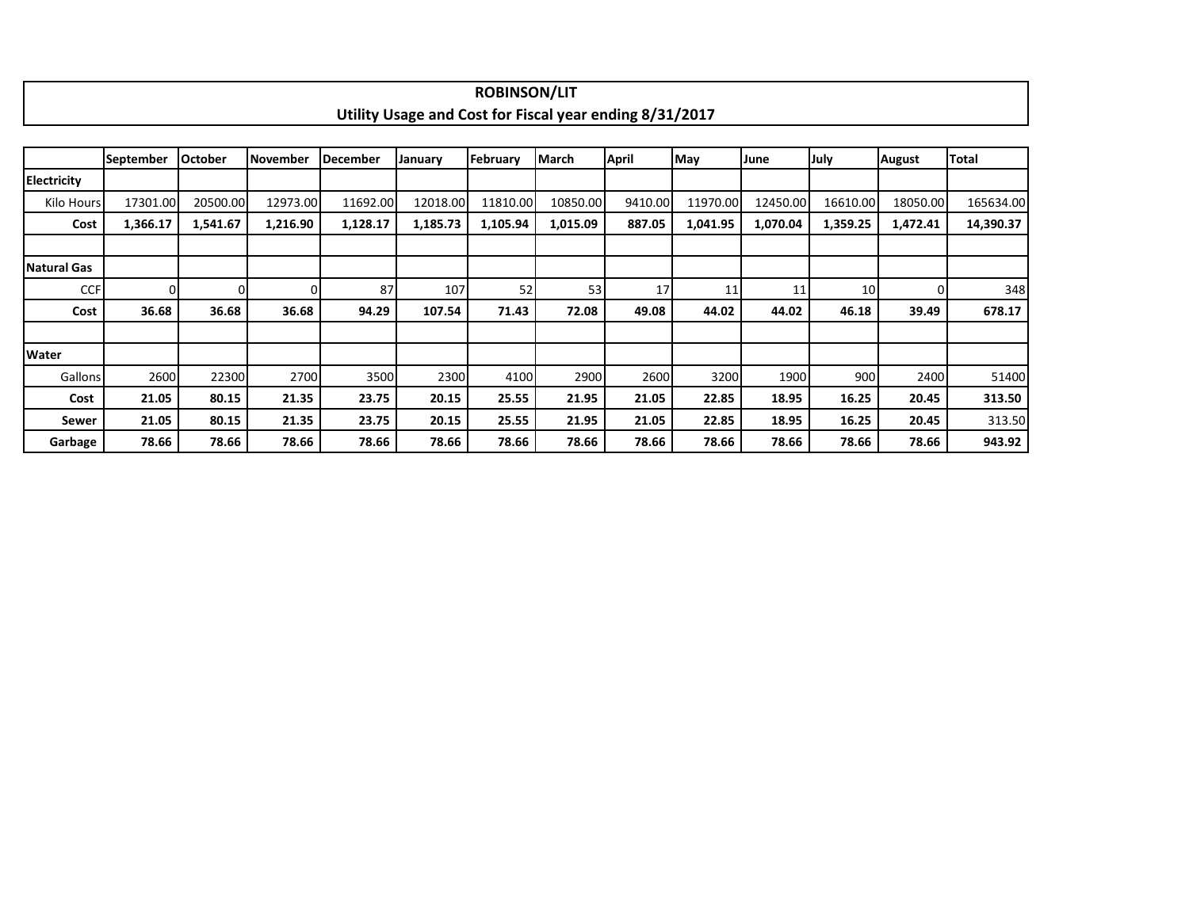**ROBINSON/LIT**

**Utility Usage and Cost for Fiscal year ending 8/31/2017**

| | September | October | November | December | January | February | March | April | May | June | July | August | Total |
|---|---|---|---|---|---|---|---|---|---|---|---|---|---|
| **Electricity** | | | | | | | | | | | | | |
| Kilo Hours | 17301.00 | 20500.00 | 12973.00 | 11692.00 | 12018.00 | 11810.00 | 10850.00 | 9410.00 | 11970.00 | 12450.00 | 16610.00 | 18050.00 | 165634.00 |
| **Cost** | **1,366.17** | **1,541.67** | **1,216.90** | **1,128.17** | **1,185.73** | **1,105.94** | **1,015.09** | **887.05** | **1,041.95** | **1,070.04** | **1,359.25** | **1,472.41** | **14,390.37** |
| | | | | | | | | | | | | | |
| **Natural Gas** | | | | | | | | | | | | | |
| CCF | 0 | 0 | 0 | 87 | 107 | 52 | 53 | 17 | 11 | 11 | 10 | 0 | 348 |
| **Cost** | **36.68** | **36.68** | **36.68** | **94.29** | **107.54** | **71.43** | **72.08** | **49.08** | **44.02** | **44.02** | **46.18** | **39.49** | **678.17** |
| | | | | | | | | | | | | | |
| **Water** | | | | | | | | | | | | | |
| Gallons | 2600 | 22300 | 2700 | 3500 | 2300 | 4100 | 2900 | 2600 | 3200 | 1900 | 900 | 2400 | 51400 |
| **Cost** | **21.05** | **80.15** | **21.35** | **23.75** | **20.15** | **25.55** | **21.95** | **21.05** | **22.85** | **18.95** | **16.25** | **20.45** | **313.50** |
| **Sewer** | **21.05** | **80.15** | **21.35** | **23.75** | **20.15** | **25.55** | **21.95** | **21.05** | **22.85** | **18.95** | **16.25** | **20.45** | 313.50 |
| **Garbage** | **78.66** | **78.66** | **78.66** | **78.66** | **78.66** | **78.66** | **78.66** | **78.66** | **78.66** | **78.66** | **78.66** | **78.66** | **943.92** |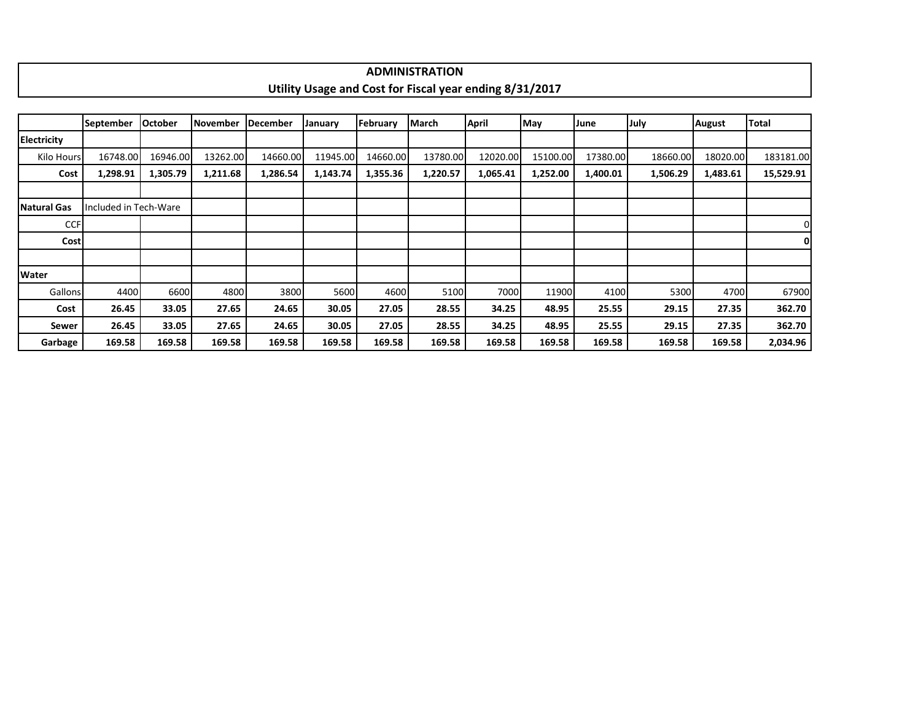# ADMINISTRATION

## Utility Usage and Cost for Fiscal year ending 8/31/2017

| | September | October | November | December | January | February | March | April | May | June | July | August | Total |
|---|---|---|---|---|---|---|---|---|---|---|---|---|---|
| **Electricity** | | | | | | | | | | | | | |
| Kilo Hours | 16748.00 | 16946.00 | 13262.00 | 14660.00 | 11945.00 | 14660.00 | 13780.00 | 12020.00 | 15100.00 | 17380.00 | 18660.00 | 18020.00 | 183181.00 |
| **Cost** | **1,298.91** | **1,305.79** | **1,211.68** | **1,286.54** | **1,143.74** | **1,355.36** | **1,220.57** | **1,065.41** | **1,252.00** | **1,400.01** | **1,506.29** | **1,483.61** | **15,529.91** |
| | | | | | | | | | | | | | |
| **Natural Gas** | Included in Tech-Ware | | | | | | | | | | | | |
| CCF | | | | | | | | | | | | | 0 |
| **Cost** | | | | | | | | | | | | | **0** |
| | | | | | | | | | | | | | |
| **Water** | | | | | | | | | | | | | |
| Gallons | 4400 | 6600 | 4800 | 3800 | 5600 | 4600 | 5100 | 7000 | 11900 | 4100 | 5300 | 4700 | 67900 |
| **Cost** | **26.45** | **33.05** | **27.65** | **24.65** | **30.05** | **27.05** | **28.55** | **34.25** | **48.95** | **25.55** | **29.15** | **27.35** | **362.70** |
| **Sewer** | **26.45** | **33.05** | **27.65** | **24.65** | **30.05** | **27.05** | **28.55** | **34.25** | **48.95** | **25.55** | **29.15** | **27.35** | **362.70** |
| **Garbage** | **169.58** | **169.58** | **169.58** | **169.58** | **169.58** | **169.58** | **169.58** | **169.58** | **169.58** | **169.58** | **169.58** | **169.58** | **2,034.96** |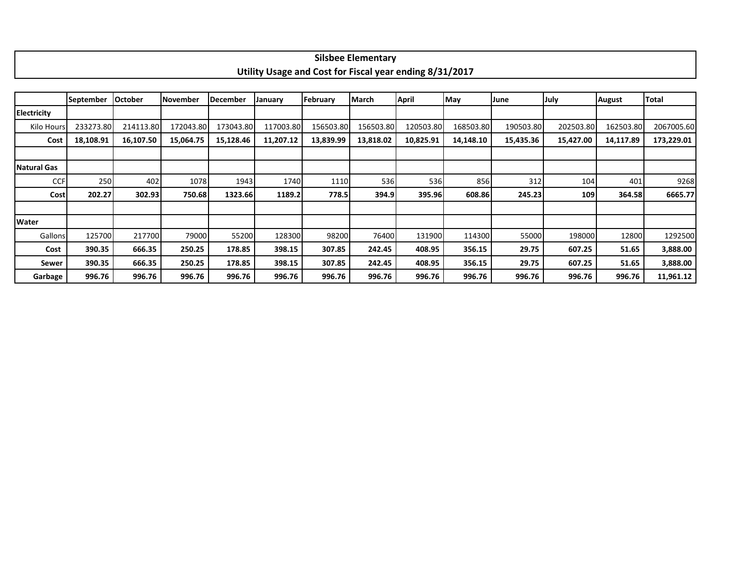## Silsbee Elementary
## Utility Usage and Cost for Fiscal year ending 8/31/2017

| | September | October | November | December | January | February | March | April | May | June | July | August | Total |
|---|---|---|---|---|---|---|---|---|---|---|---|---|---|
| **Electricity** | | | | | | | | | | | | | |
| Kilo Hours | 233273.80 | 214113.80 | 172043.80 | 173043.80 | 117003.80 | 156503.80 | 156503.80 | 120503.80 | 168503.80 | 190503.80 | 202503.80 | 162503.80 | 2067005.60 |
| **Cost** | **18,108.91** | **16,107.50** | **15,064.75** | **15,128.46** | **11,207.12** | **13,839.99** | **13,818.02** | **10,825.91** | **14,148.10** | **15,435.36** | **15,427.00** | **14,117.89** | **173,229.01** |
| | | | | | | | | | | | | | |
| **Natural Gas** | | | | | | | | | | | | | |
| CCF | 250 | 402 | 1078 | 1943 | 1740 | 1110 | 536 | 536 | 856 | 312 | 104 | 401 | 9268 |
| **Cost** | **202.27** | **302.93** | **750.68** | **1323.66** | **1189.2** | **778.5** | **394.9** | **395.96** | **608.86** | **245.23** | **109** | **364.58** | **6665.77** |
| | | | | | | | | | | | | | |
| **Water** | | | | | | | | | | | | | |
| Gallons | 125700 | 217700 | 79000 | 55200 | 128300 | 98200 | 76400 | 131900 | 114300 | 55000 | 198000 | 12800 | 1292500 |
| **Cost** | **390.35** | **666.35** | **250.25** | **178.85** | **398.15** | **307.85** | **242.45** | **408.95** | **356.15** | **29.75** | **607.25** | **51.65** | **3,888.00** |
| **Sewer** | **390.35** | **666.35** | **250.25** | **178.85** | **398.15** | **307.85** | **242.45** | **408.95** | **356.15** | **29.75** | **607.25** | **51.65** | **3,888.00** |
| **Garbage** | **996.76** | **996.76** | **996.76** | **996.76** | **996.76** | **996.76** | **996.76** | **996.76** | **996.76** | **996.76** | **996.76** | **996.76** | **11,961.12** |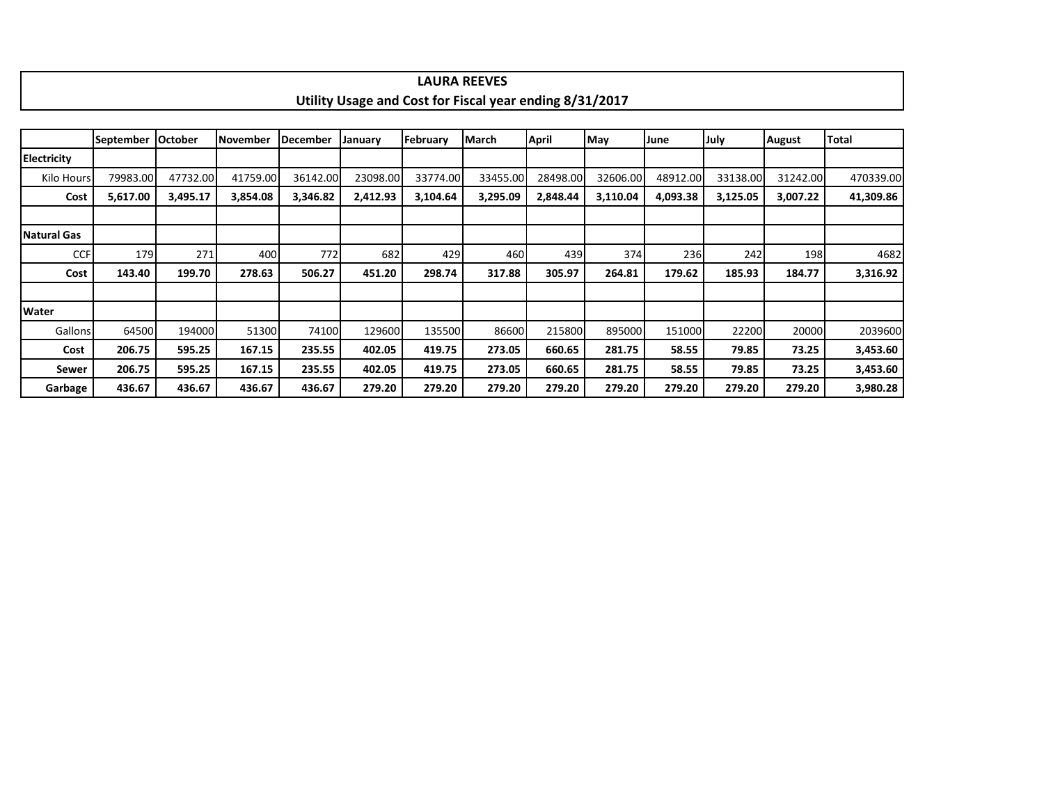# LAURA REEVES

## Utility Usage and Cost for Fiscal year ending 8/31/2017

| | September | October | November | December | January | February | March | April | May | June | July | August | Total |
|---|---|---|---|---|---|---|---|---|---|---|---|---|---|
| **Electricity** | | | | | | | | | | | | | |
| Kilo Hours | 79983.00 | 47732.00 | 41759.00 | 36142.00 | 23098.00 | 33774.00 | 33455.00 | 28498.00 | 32606.00 | 48912.00 | 33138.00 | 31242.00 | 470339.00 |
| **Cost** | **5,617.00** | **3,495.17** | **3,854.08** | **3,346.82** | **2,412.93** | **3,104.64** | **3,295.09** | **2,848.44** | **3,110.04** | **4,093.38** | **3,125.05** | **3,007.22** | **41,309.86** |
| | | | | | | | | | | | | | |
| **Natural Gas** | | | | | | | | | | | | | |
| CCF | 179 | 271 | 400 | 772 | 682 | 429 | 460 | 439 | 374 | 236 | 242 | 198 | 4682 |
| **Cost** | **143.40** | **199.70** | **278.63** | **506.27** | **451.20** | **298.74** | **317.88** | **305.97** | **264.81** | **179.62** | **185.93** | **184.77** | **3,316.92** |
| | | | | | | | | | | | | | |
| **Water** | | | | | | | | | | | | | |
| Gallons | 64500 | 194000 | 51300 | 74100 | 129600 | 135500 | 86600 | 215800 | 895000 | 151000 | 22200 | 20000 | 2039600 |
| **Cost** | **206.75** | **595.25** | **167.15** | **235.55** | **402.05** | **419.75** | **273.05** | **660.65** | **281.75** | **58.55** | **79.85** | **73.25** | **3,453.60** |
| **Sewer** | **206.75** | **595.25** | **167.15** | **235.55** | **402.05** | **419.75** | **273.05** | **660.65** | **281.75** | **58.55** | **79.85** | **73.25** | **3,453.60** |
| **Garbage** | **436.67** | **436.67** | **436.67** | **436.67** | **279.20** | **279.20** | **279.20** | **279.20** | **279.20** | **279.20** | **279.20** | **279.20** | **3,980.28** |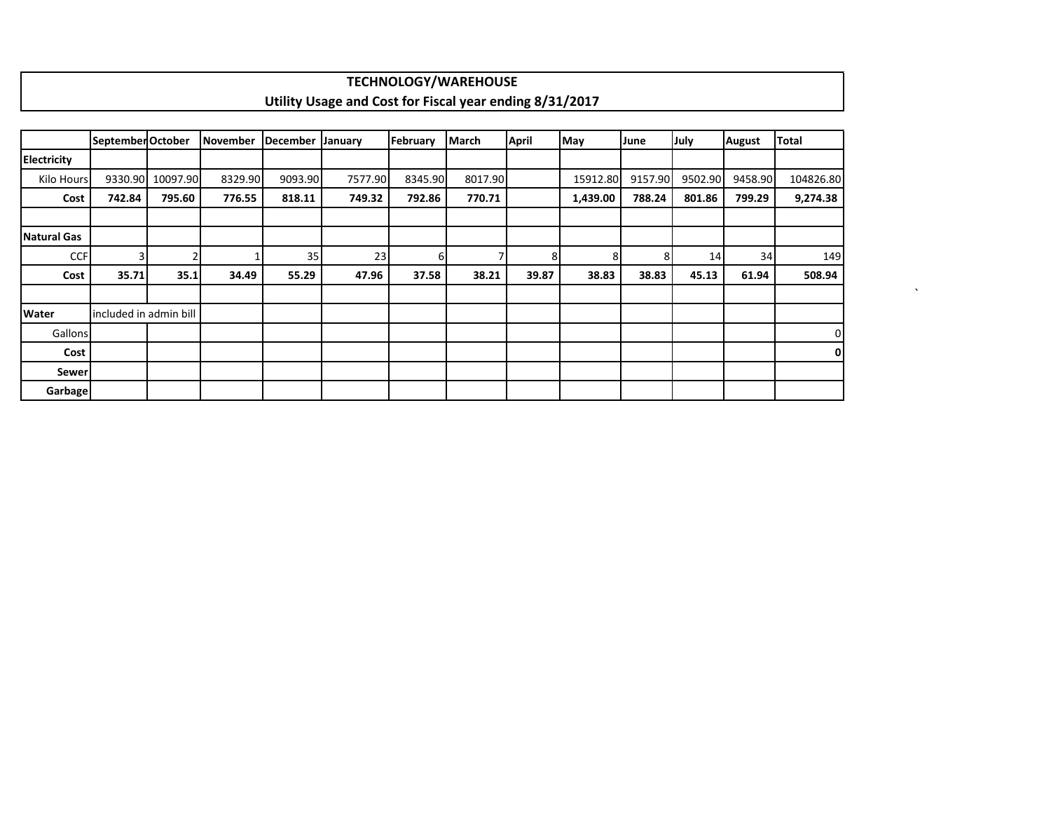# TECHNOLOGY/WAREHOUSE
## Utility Usage and Cost for Fiscal year ending 8/31/2017

| | September | October | November | December | January | February | March | April | May | June | July | August | Total |
|---|---|---|---|---|---|---|---|---|---|---|---|---|---|
| **Electricity** | | | | | | | | | | | | | |
| Kilo Hours | 9330.90 | 10097.90 | 8329.90 | 9093.90 | 7577.90 | 8345.90 | 8017.90 | | 15912.80 | 9157.90 | 9502.90 | 9458.90 | 104826.80 |
| **Cost** | **742.84** | **795.60** | **776.55** | **818.11** | **749.32** | **792.86** | **770.71** | | **1,439.00** | **788.24** | **801.86** | **799.29** | **9,274.38** |
| | | | | | | | | | | | | | |
| **Natural Gas** | | | | | | | | | | | | | |
| CCF | 3 | 2 | 1 | 35 | 23 | 6 | 7 | 8 | 8 | 8 | 14 | 34 | 149 |
| **Cost** | **35.71** | **35.1** | **34.49** | **55.29** | **47.96** | **37.58** | **38.21** | **39.87** | **38.83** | **38.83** | **45.13** | **61.94** | **508.94** |
| | | | | | | | | | | | | | |
| **Water** | included in admin bill | | | | | | | | | | | | |
| Gallons | | | | | | | | | | | | | 0 |
| **Cost** | | | | | | | | | | | | | **0** |
| **Sewer** | | | | | | | | | | | | | |
| **Garbage** | | | | | | | | | | | | | |